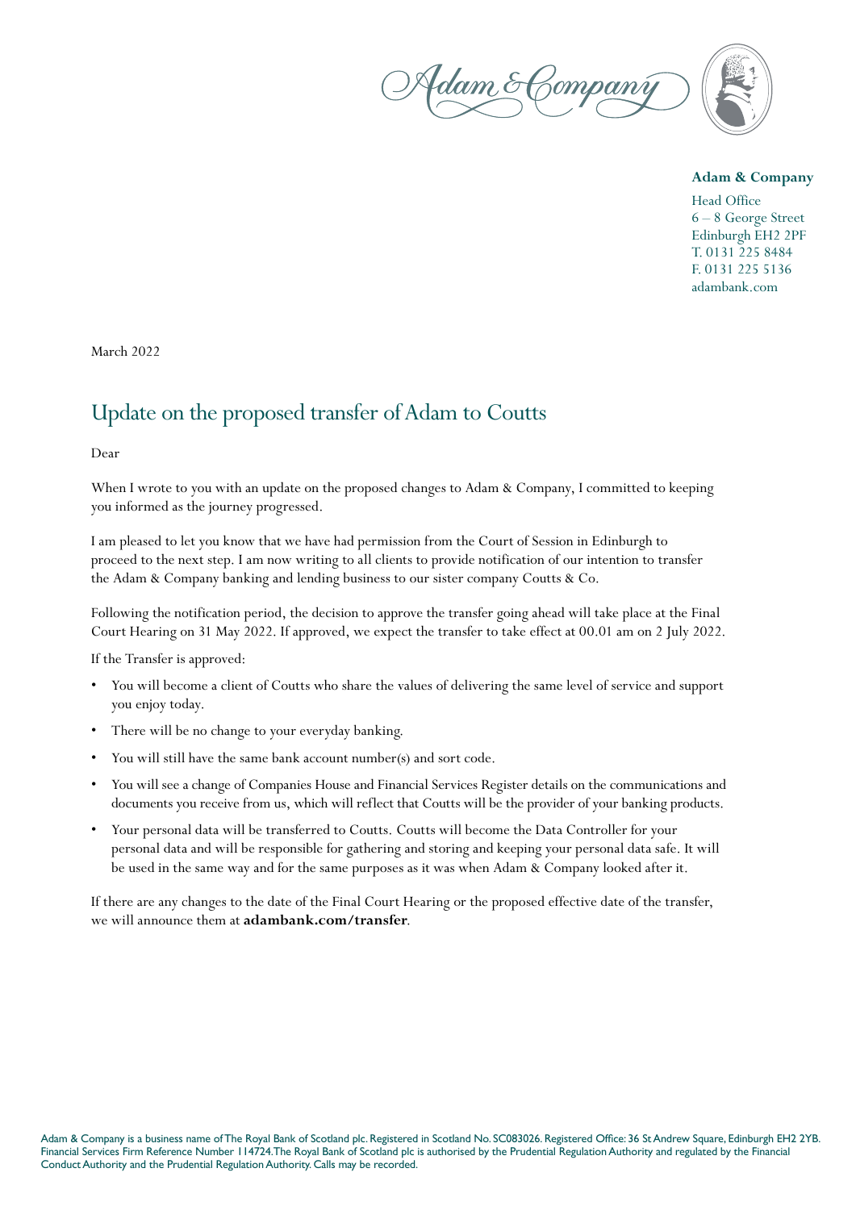**Adam & Company**

Head Office
6 – 8 George Street
Edinburgh EH2 2PF
T. 0131 225 8484
F. 0131 225 5136
adambank.com

March 2022

# Update on the proposed transfer of Adam to Coutts

Dear

When I wrote to you with an update on the proposed changes to Adam & Company, I committed to keeping you informed as the journey progressed.

I am pleased to let you know that we have had permission from the Court of Session in Edinburgh to proceed to the next step. I am now writing to all clients to provide notification of our intention to transfer the Adam & Company banking and lending business to our sister company Coutts & Co.

Following the notification period, the decision to approve the transfer going ahead will take place at the Final Court Hearing on 31 May 2022. If approved, we expect the transfer to take effect at 00.01 am on 2 July 2022.

If the Transfer is approved:

- You will become a client of Coutts who share the values of delivering the same level of service and support you enjoy today.
- There will be no change to your everyday banking.
- You will still have the same bank account number(s) and sort code.
- You will see a change of Companies House and Financial Services Register details on the communications and documents you receive from us, which will reflect that Coutts will be the provider of your banking products.
- Your personal data will be transferred to Coutts. Coutts will become the Data Controller for your personal data and will be responsible for gathering and storing and keeping your personal data safe. It will be used in the same way and for the same purposes as it was when Adam & Company looked after it.

If there are any changes to the date of the Final Court Hearing or the proposed effective date of the transfer, we will announce them at **adambank.com/transfer**.

Adam & Company is a business name of The Royal Bank of Scotland plc. Registered in Scotland No. SC083026. Registered Office: 36 St Andrew Square, Edinburgh EH2 2YB. Financial Services Firm Reference Number 114724. The Royal Bank of Scotland plc is authorised by the Prudential Regulation Authority and regulated by the Financial Conduct Authority and the Prudential Regulation Authority. Calls may be recorded.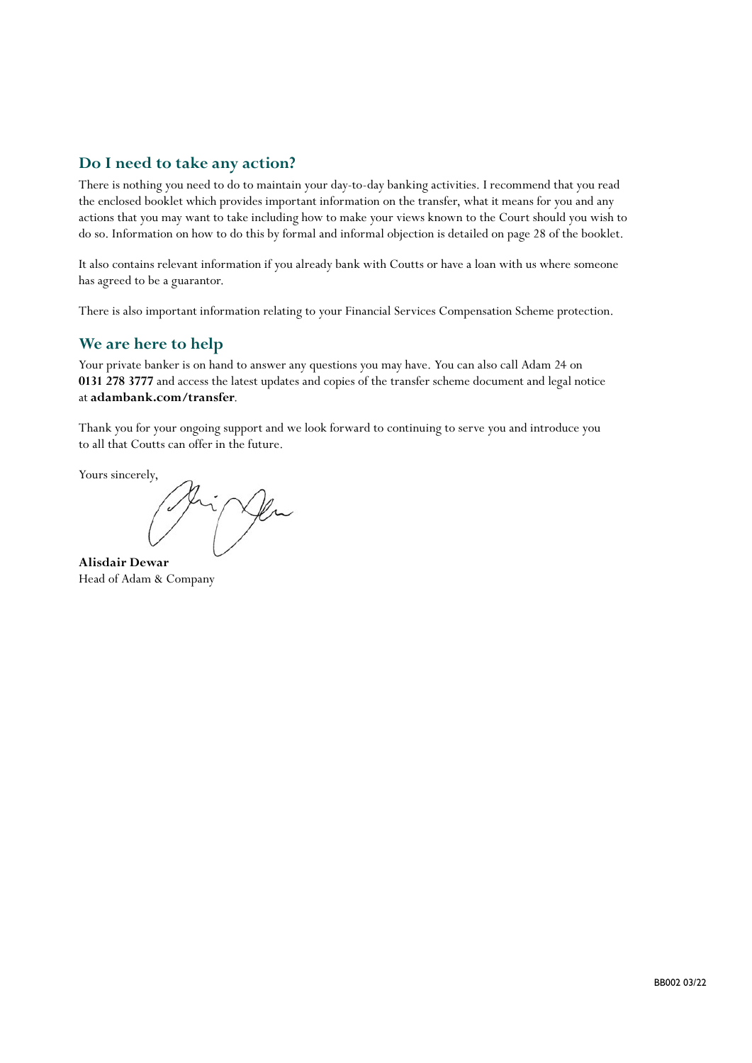## Do I need to take any action?

There is nothing you need to do to maintain your day-to-day banking activities. I recommend that you read the enclosed booklet which provides important information on the transfer, what it means for you and any actions that you may want to take including how to make your views known to the Court should you wish to do so. Information on how to do this by formal and informal objection is detailed on page 28 of the booklet.

It also contains relevant information if you already bank with Coutts or have a loan with us where someone has agreed to be a guarantor.

There is also important information relating to your Financial Services Compensation Scheme protection.

## We are here to help

Your private banker is on hand to answer any questions you may have. You can also call Adam 24 on **0131 278 3777** and access the latest updates and copies of the transfer scheme document and legal notice at **adambank.com/transfer**.

Thank you for your ongoing support and we look forward to continuing to serve you and introduce you to all that Coutts can offer in the future.

Yours sincerely,

**Alisdair Dewar**
Head of Adam & Company

BB002 03/22